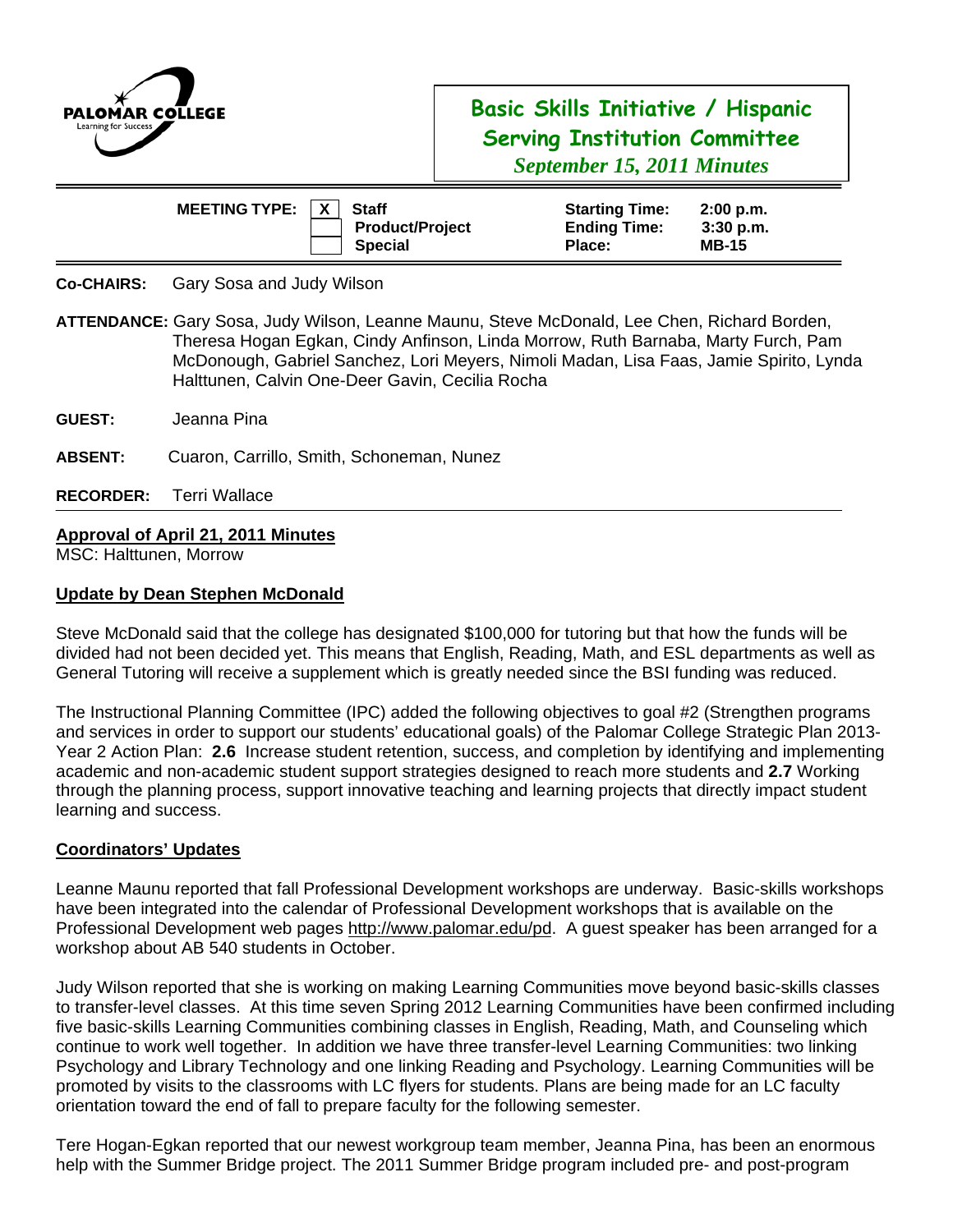PALOMAR COLLEGE
Learning for Success

# Basic Skills Initiative / Hispanic Serving Institution Committee

*September 15, 2011 Minutes*

| **MEETING TYPE:** | X | **Staff** | **Starting Time:** | **2:00 p.m.** |
|---|---|---|---|---|
| | | **Product/Project** | **Ending Time:** | **3:30 p.m.** |
| | | **Special** | **Place:** | **MB-15** |

**Co-CHAIRS:** Gary Sosa and Judy Wilson

**ATTENDANCE:** Gary Sosa, Judy Wilson, Leanne Maunu, Steve McDonald, Lee Chen, Richard Borden, Theresa Hogan Egkan, Cindy Anfinson, Linda Morrow, Ruth Barnaba, Marty Furch, Pam McDonough, Gabriel Sanchez, Lori Meyers, Nimoli Madan, Lisa Faas, Jamie Spirito, Lynda Halttunen, Calvin One-Deer Gavin, Cecilia Rocha

**GUEST:** Jeanna Pina

**ABSENT:** Cuaron, Carrillo, Smith, Schoneman, Nunez

**RECORDER:** Terri Wallace

## Approval of April 21, 2011 Minutes

MSC: Halttunen, Morrow

## Update by Dean Stephen McDonald

Steve McDonald said that the college has designated $100,000 for tutoring but that how the funds will be divided had not been decided yet. This means that English, Reading, Math, and ESL departments as well as General Tutoring will receive a supplement which is greatly needed since the BSI funding was reduced.

The Instructional Planning Committee (IPC) added the following objectives to goal #2 (Strengthen programs and services in order to support our students' educational goals) of the Palomar College Strategic Plan 2013-Year 2 Action Plan: **2.6** Increase student retention, success, and completion by identifying and implementing academic and non-academic student support strategies designed to reach more students and **2.7** Working through the planning process, support innovative teaching and learning projects that directly impact student learning and success.

## Coordinators' Updates

Leanne Maunu reported that fall Professional Development workshops are underway. Basic-skills workshops have been integrated into the calendar of Professional Development workshops that is available on the Professional Development web pages http://www.palomar.edu/pd. A guest speaker has been arranged for a workshop about AB 540 students in October.

Judy Wilson reported that she is working on making Learning Communities move beyond basic-skills classes to transfer-level classes. At this time seven Spring 2012 Learning Communities have been confirmed including five basic-skills Learning Communities combining classes in English, Reading, Math, and Counseling which continue to work well together. In addition we have three transfer-level Learning Communities: two linking Psychology and Library Technology and one linking Reading and Psychology. Learning Communities will be promoted by visits to the classrooms with LC flyers for students. Plans are being made for an LC faculty orientation toward the end of fall to prepare faculty for the following semester.

Tere Hogan-Egkan reported that our newest workgroup team member, Jeanna Pina, has been an enormous help with the Summer Bridge project. The 2011 Summer Bridge program included pre- and post-program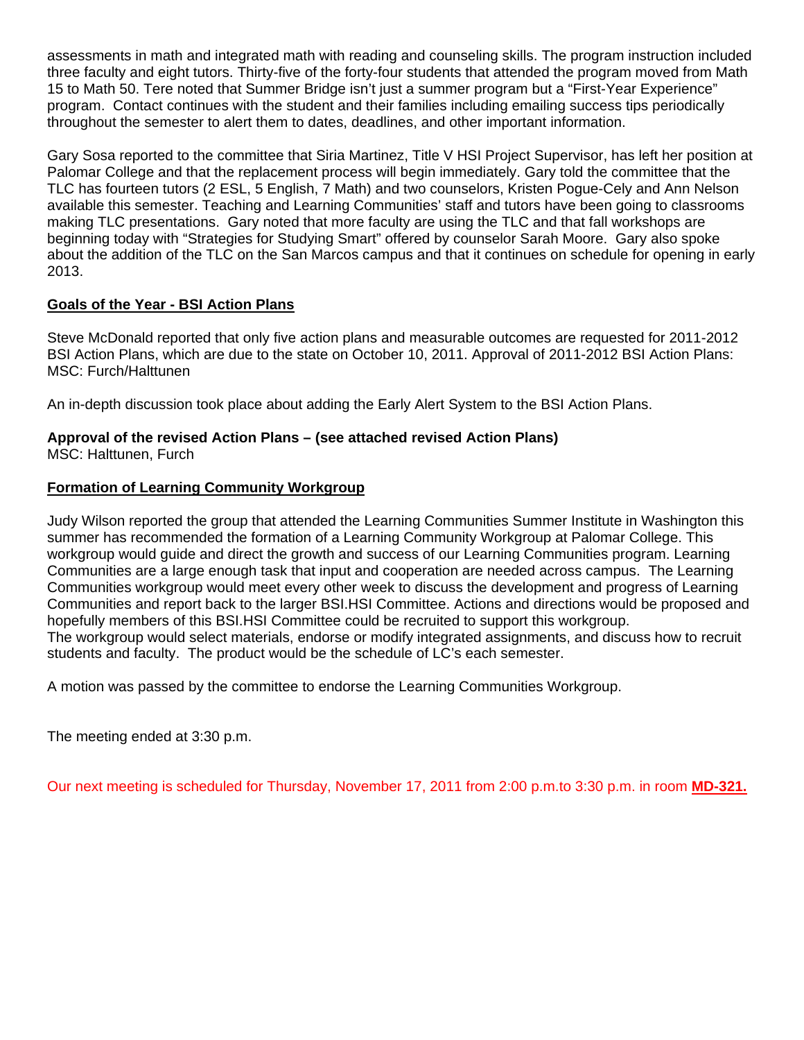assessments in math and integrated math with reading and counseling skills. The program instruction included three faculty and eight tutors. Thirty-five of the forty-four students that attended the program moved from Math 15 to Math 50. Tere noted that Summer Bridge isn't just a summer program but a "First-Year Experience" program. Contact continues with the student and their families including emailing success tips periodically throughout the semester to alert them to dates, deadlines, and other important information.

Gary Sosa reported to the committee that Siria Martinez, Title V HSI Project Supervisor, has left her position at Palomar College and that the replacement process will begin immediately. Gary told the committee that the TLC has fourteen tutors (2 ESL, 5 English, 7 Math) and two counselors, Kristen Pogue-Cely and Ann Nelson available this semester. Teaching and Learning Communities' staff and tutors have been going to classrooms making TLC presentations. Gary noted that more faculty are using the TLC and that fall workshops are beginning today with "Strategies for Studying Smart" offered by counselor Sarah Moore. Gary also spoke about the addition of the TLC on the San Marcos campus and that it continues on schedule for opening in early 2013.

**Goals of the Year - BSI Action Plans**

Steve McDonald reported that only five action plans and measurable outcomes are requested for 2011-2012 BSI Action Plans, which are due to the state on October 10, 2011. Approval of 2011-2012 BSI Action Plans: MSC: Furch/Halttunen

An in-depth discussion took place about adding the Early Alert System to the BSI Action Plans.

**Approval of the revised Action Plans – (see attached revised Action Plans)**
MSC: Halttunen, Furch

**Formation of Learning Community Workgroup**

Judy Wilson reported the group that attended the Learning Communities Summer Institute in Washington this summer has recommended the formation of a Learning Community Workgroup at Palomar College. This workgroup would guide and direct the growth and success of our Learning Communities program. Learning Communities are a large enough task that input and cooperation are needed across campus. The Learning Communities workgroup would meet every other week to discuss the development and progress of Learning Communities and report back to the larger BSI.HSI Committee. Actions and directions would be proposed and hopefully members of this BSI.HSI Committee could be recruited to support this workgroup.
The workgroup would select materials, endorse or modify integrated assignments, and discuss how to recruit students and faculty. The product would be the schedule of LC's each semester.

A motion was passed by the committee to endorse the Learning Communities Workgroup.

The meeting ended at 3:30 p.m.

Our next meeting is scheduled for Thursday, November 17, 2011 from 2:00 p.m.to 3:30 p.m. in room **MD-321.**